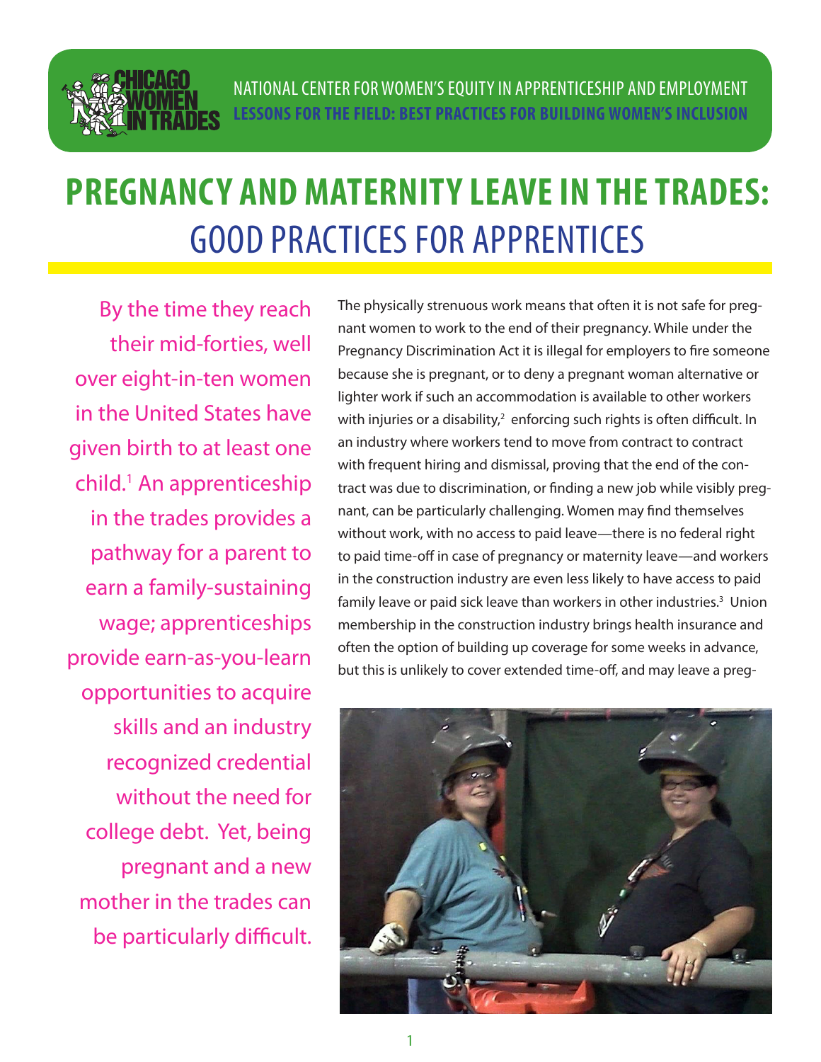NATIONAL CENTER FOR WOMEN'S EQUITY IN APPRENTICESHIP AND EMPLOYMENT

**LESSONS FOR THE FIELD: BEST PRACTICES FOR BUILDING WOMEN'S INCLUSION**

# PREGNANCY AND MATERNITY LEAVE IN THE TRADES: GOOD PRACTICES FOR APPRENTICES

By the time they reach their mid-forties, well over eight-in-ten women in the United States have given birth to at least one child.[1] An apprenticeship in the trades provides a pathway for a parent to earn a family-sustaining wage; apprenticeships provide earn-as-you-learn opportunities to acquire skills and an industry recognized credential without the need for college debt. Yet, being pregnant and a new mother in the trades can be particularly difficult.

The physically strenuous work means that often it is not safe for pregnant women to work to the end of their pregnancy. While under the Pregnancy Discrimination Act it is illegal for employers to fire someone because she is pregnant, or to deny a pregnant woman alternative or lighter work if such an accommodation is available to other workers with injuries or a disability,[2] enforcing such rights is often difficult. In an industry where workers tend to move from contract to contract with frequent hiring and dismissal, proving that the end of the contract was due to discrimination, or finding a new job while visibly pregnant, can be particularly challenging. Women may find themselves without work, with no access to paid leave—there is no federal right to paid time-off in case of pregnancy or maternity leave—and workers in the construction industry are even less likely to have access to paid family leave or paid sick leave than workers in other industries.[3] Union membership in the construction industry brings health insurance and often the option of building up coverage for some weeks in advance, but this is unlikely to cover extended time-off, and may leave a preg-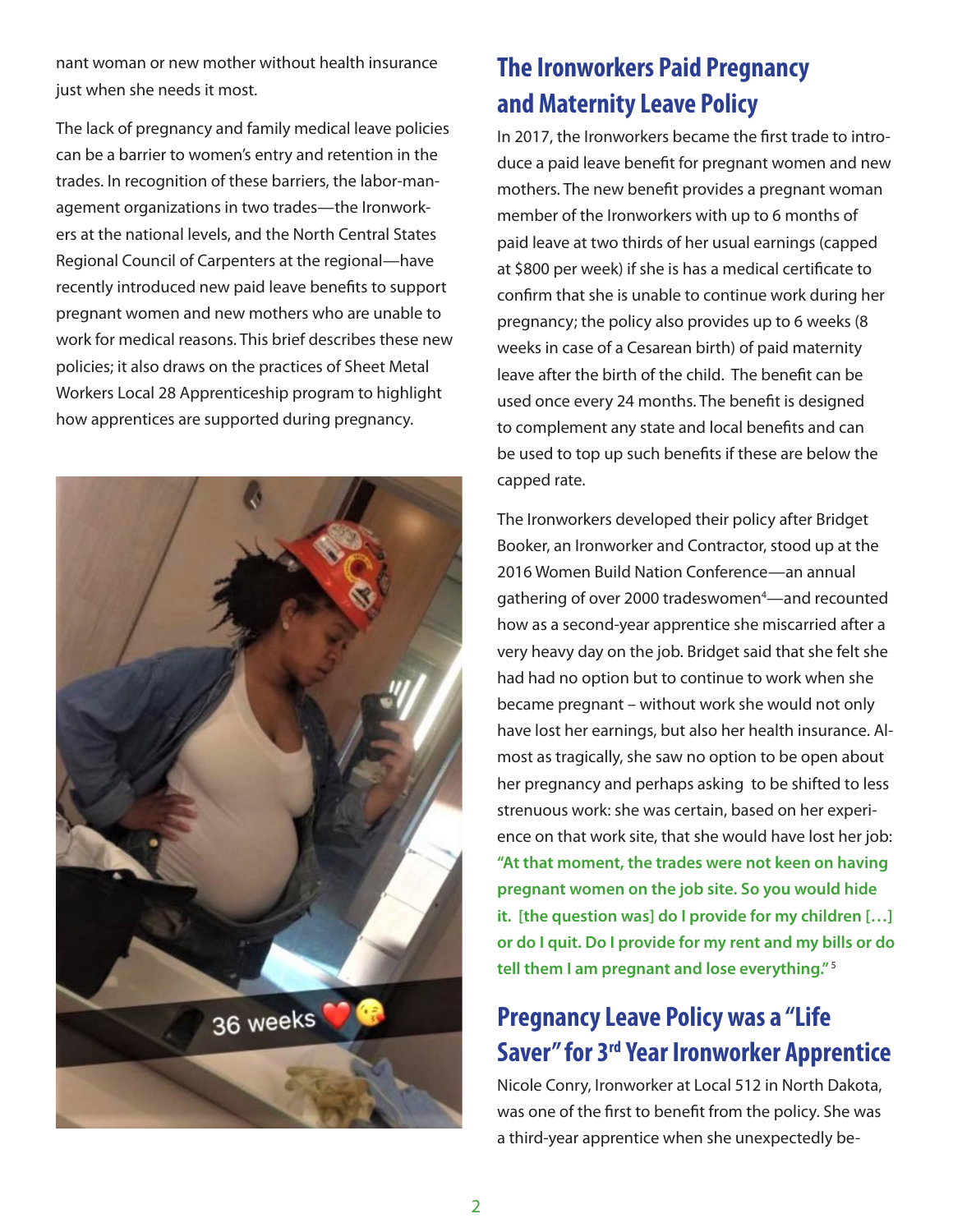nant woman or new mother without health insurance just when she needs it most.

The lack of pregnancy and family medical leave policies can be a barrier to women's entry and retention in the trades. In recognition of these barriers, the labor-management organizations in two trades—the Ironworkers at the national levels, and the North Central States Regional Council of Carpenters at the regional—have recently introduced new paid leave benefits to support pregnant women and new mothers who are unable to work for medical reasons. This brief describes these new policies; it also draws on the practices of Sheet Metal Workers Local 28 Apprenticeship program to highlight how apprentices are supported during pregnancy.

## The Ironworkers Paid Pregnancy and Maternity Leave Policy

In 2017, the Ironworkers became the first trade to introduce a paid leave benefit for pregnant women and new mothers. The new benefit provides a pregnant woman member of the Ironworkers with up to 6 months of paid leave at two thirds of her usual earnings (capped at $800 per week) if she is has a medical certificate to confirm that she is unable to continue work during her pregnancy; the policy also provides up to 6 weeks (8 weeks in case of a Cesarean birth) of paid maternity leave after the birth of the child. The benefit can be used once every 24 months. The benefit is designed to complement any state and local benefits and can be used to top up such benefits if these are below the capped rate.

The Ironworkers developed their policy after Bridget Booker, an Ironworker and Contractor, stood up at the 2016 Women Build Nation Conference—an annual gathering of over 2000 tradeswomen[4]—and recounted how as a second-year apprentice she miscarried after a very heavy day on the job. Bridget said that she felt she had had no option but to continue to work when she became pregnant – without work she would not only have lost her earnings, but also her health insurance. Almost as tragically, she saw no option to be open about her pregnancy and perhaps asking to be shifted to less strenuous work: she was certain, based on her experience on that work site, that she would have lost her job: **"At that moment, the trades were not keen on having pregnant women on the job site. So you would hide it. [the question was] do I provide for my children […] or do I quit. Do I provide for my rent and my bills or do tell them I am pregnant and lose everything."**[5]

## Pregnancy Leave Policy was a "Life Saver" for 3rd Year Ironworker Apprentice

Nicole Conry, Ironworker at Local 512 in North Dakota, was one of the first to benefit from the policy. She was a third-year apprentice when she unexpectedly be-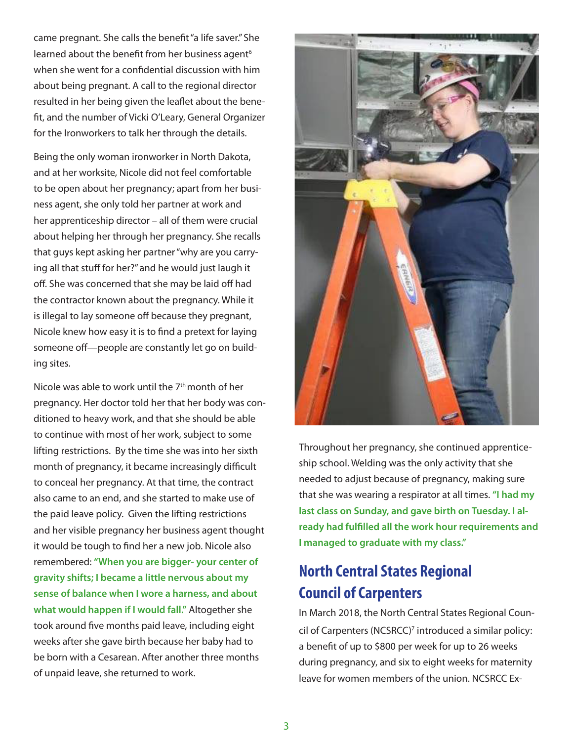came pregnant. She calls the benefit "a life saver." She learned about the benefit from her business agent[6] when she went for a confidential discussion with him about being pregnant. A call to the regional director resulted in her being given the leaflet about the benefit, and the number of Vicki O'Leary, General Organizer for the Ironworkers to talk her through the details.

Being the only woman ironworker in North Dakota, and at her worksite, Nicole did not feel comfortable to be open about her pregnancy; apart from her business agent, she only told her partner at work and her apprenticeship director – all of them were crucial about helping her through her pregnancy. She recalls that guys kept asking her partner "why are you carrying all that stuff for her?" and he would just laugh it off. She was concerned that she may be laid off had the contractor known about the pregnancy. While it is illegal to lay someone off because they pregnant, Nicole knew how easy it is to find a pretext for laying someone off—people are constantly let go on building sites.

Nicole was able to work until the 7th month of her pregnancy. Her doctor told her that her body was conditioned to heavy work, and that she should be able to continue with most of her work, subject to some lifting restrictions. By the time she was into her sixth month of pregnancy, it became increasingly difficult to conceal her pregnancy. At that time, the contract also came to an end, and she started to make use of the paid leave policy. Given the lifting restrictions and her visible pregnancy her business agent thought it would be tough to find her a new job. Nicole also remembered: **"When you are bigger- your center of gravity shifts; I became a little nervous about my sense of balance when I wore a harness, and about what would happen if I would fall."** Altogether she took around five months paid leave, including eight weeks after she gave birth because her baby had to be born with a Cesarean. After another three months of unpaid leave, she returned to work.

Throughout her pregnancy, she continued apprenticeship school. Welding was the only activity that she needed to adjust because of pregnancy, making sure that she was wearing a respirator at all times. **"I had my last class on Sunday, and gave birth on Tuesday. I already had fulfilled all the work hour requirements and I managed to graduate with my class."**

## North Central States Regional Council of Carpenters

In March 2018, the North Central States Regional Council of Carpenters (NCSRCC)[7] introduced a similar policy: a benefit of up to $800 per week for up to 26 weeks during pregnancy, and six to eight weeks for maternity leave for women members of the union. NCSRCC Ex-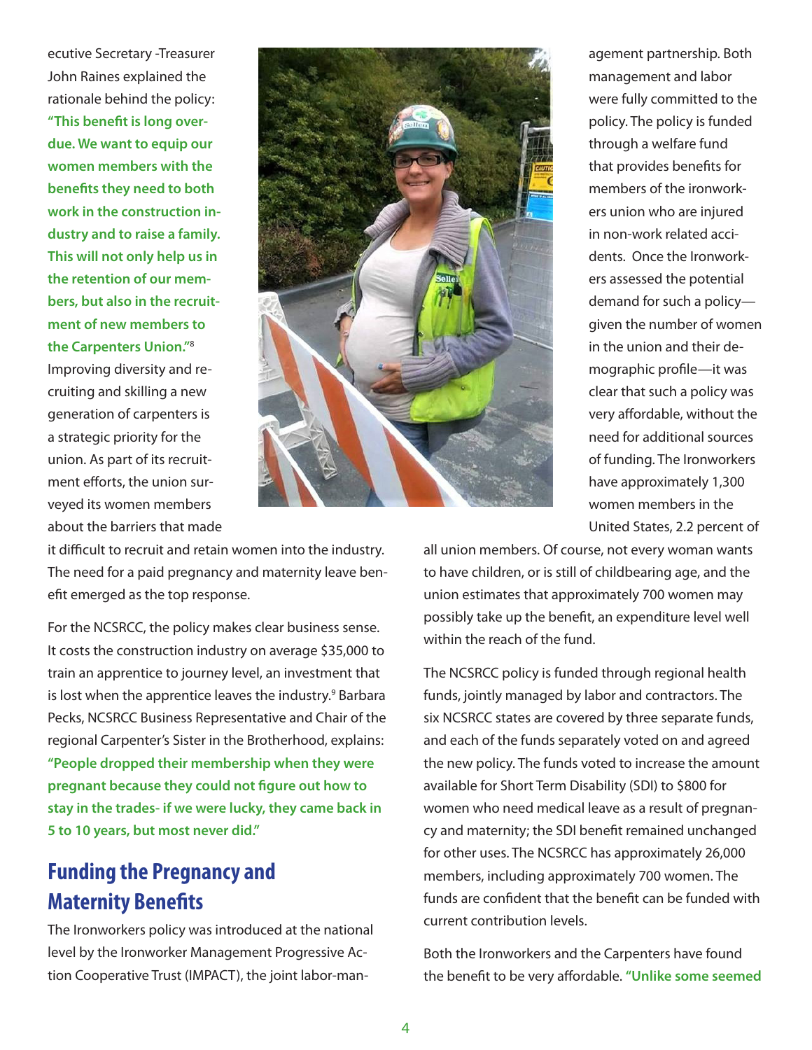ecutive Secretary -Treasurer John Raines explained the rationale behind the policy: **"This benefit is long overdue. We want to equip our women members with the benefits they need to both work in the construction industry and to raise a family. This will not only help us in the retention of our members, but also in the recruitment of new members to the Carpenters Union."**[8] Improving diversity and recruiting and skilling a new generation of carpenters is a strategic priority for the union. As part of its recruitment efforts, the union surveyed its women members about the barriers that made it difficult to recruit and retain women into the industry. The need for a paid pregnancy and maternity leave benefit emerged as the top response.

For the NCSRCC, the policy makes clear business sense. It costs the construction industry on average $35,000 to train an apprentice to journey level, an investment that is lost when the apprentice leaves the industry.[9] Barbara Pecks, NCSRCC Business Representative and Chair of the regional Carpenter's Sister in the Brotherhood, explains: **"People dropped their membership when they were pregnant because they could not figure out how to stay in the trades- if we were lucky, they came back in 5 to 10 years, but most never did."**

## Funding the Pregnancy and Maternity Benefits

The Ironworkers policy was introduced at the national level by the Ironworker Management Progressive Action Cooperative Trust (IMPACT), the joint labor-management partnership. Both management and labor were fully committed to the policy. The policy is funded through a welfare fund that provides benefits for members of the ironworkers union who are injured in non-work related accidents. Once the Ironworkers assessed the potential demand for such a policy—given the number of women in the union and their demographic profile—it was clear that such a policy was very affordable, without the need for additional sources of funding. The Ironworkers have approximately 1,300 women members in the United States, 2.2 percent of all union members. Of course, not every woman wants to have children, or is still of childbearing age, and the union estimates that approximately 700 women may possibly take up the benefit, an expenditure level well within the reach of the fund.

The NCSRCC policy is funded through regional health funds, jointly managed by labor and contractors. The six NCSRCC states are covered by three separate funds, and each of the funds separately voted on and agreed the new policy. The funds voted to increase the amount available for Short Term Disability (SDI) to $800 for women who need medical leave as a result of pregnancy and maternity; the SDI benefit remained unchanged for other uses. The NCSRCC has approximately 26,000 members, including approximately 700 women. The funds are confident that the benefit can be funded with current contribution levels.

Both the Ironworkers and the Carpenters have found the benefit to be very affordable. **"Unlike some seemed**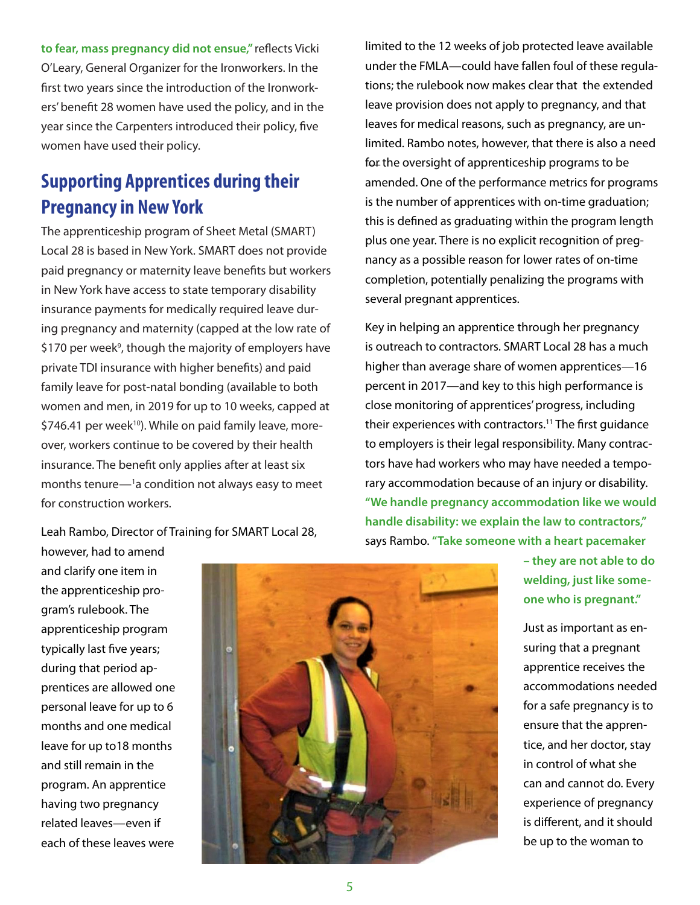**to fear, mass pregnancy did not ensue,"** reflects Vicki O'Leary, General Organizer for the Ironworkers. In the first two years since the introduction of the Ironworkers' benefit 28 women have used the policy, and in the year since the Carpenters introduced their policy, five women have used their policy.

## Supporting Apprentices during their Pregnancy in New York

The apprenticeship program of Sheet Metal (SMART) Local 28 is based in New York. SMART does not provide paid pregnancy or maternity leave benefits but workers in New York have access to state temporary disability insurance payments for medically required leave during pregnancy and maternity (capped at the low rate of $170 per week[9], though the majority of employers have private TDI insurance with higher benefits) and paid family leave for post-natal bonding (available to both women and men, in 2019 for up to 10 weeks, capped at $746.41 per week[10]). While on paid family leave, moreover, workers continue to be covered by their health insurance. The benefit only applies after at least six months tenure—[1]a condition not always easy to meet for construction workers.

Leah Rambo, Director of Training for SMART Local 28, however, had to amend and clarify one item in the apprenticeship program's rulebook. The apprenticeship program typically last five years; during that period apprentices are allowed one personal leave for up to 6 months and one medical leave for up to18 months and still remain in the program. An apprentice having two pregnancy related leaves—even if each of these leaves were limited to the 12 weeks of job protected leave available under the FMLA—could have fallen foul of these regulations; the rulebook now makes clear that the extended leave provision does not apply to pregnancy, and that leaves for medical reasons, such as pregnancy, are unlimited. Rambo notes, however, that there is also a need for the oversight of apprenticeship programs to be amended. One of the performance metrics for programs is the number of apprentices with on-time graduation; this is defined as graduating within the program length plus one year. There is no explicit recognition of pregnancy as a possible reason for lower rates of on-time completion, potentially penalizing the programs with several pregnant apprentices.

Key in helping an apprentice through her pregnancy is outreach to contractors. SMART Local 28 has a much higher than average share of women apprentices—16 percent in 2017—and key to this high performance is close monitoring of apprentices' progress, including their experiences with contractors.[11] The first guidance to employers is their legal responsibility. Many contractors have had workers who may have needed a temporary accommodation because of an injury or disability. **"We handle pregnancy accommodation like we would handle disability: we explain the law to contractors,"** says Rambo. **"Take someone with a heart pacemaker – they are not able to do welding, just like someone who is pregnant."**

Just as important as ensuring that a pregnant apprentice receives the accommodations needed for a safe pregnancy is to ensure that the apprentice, and her doctor, stay in control of what she can and cannot do. Every experience of pregnancy is different, and it should be up to the woman to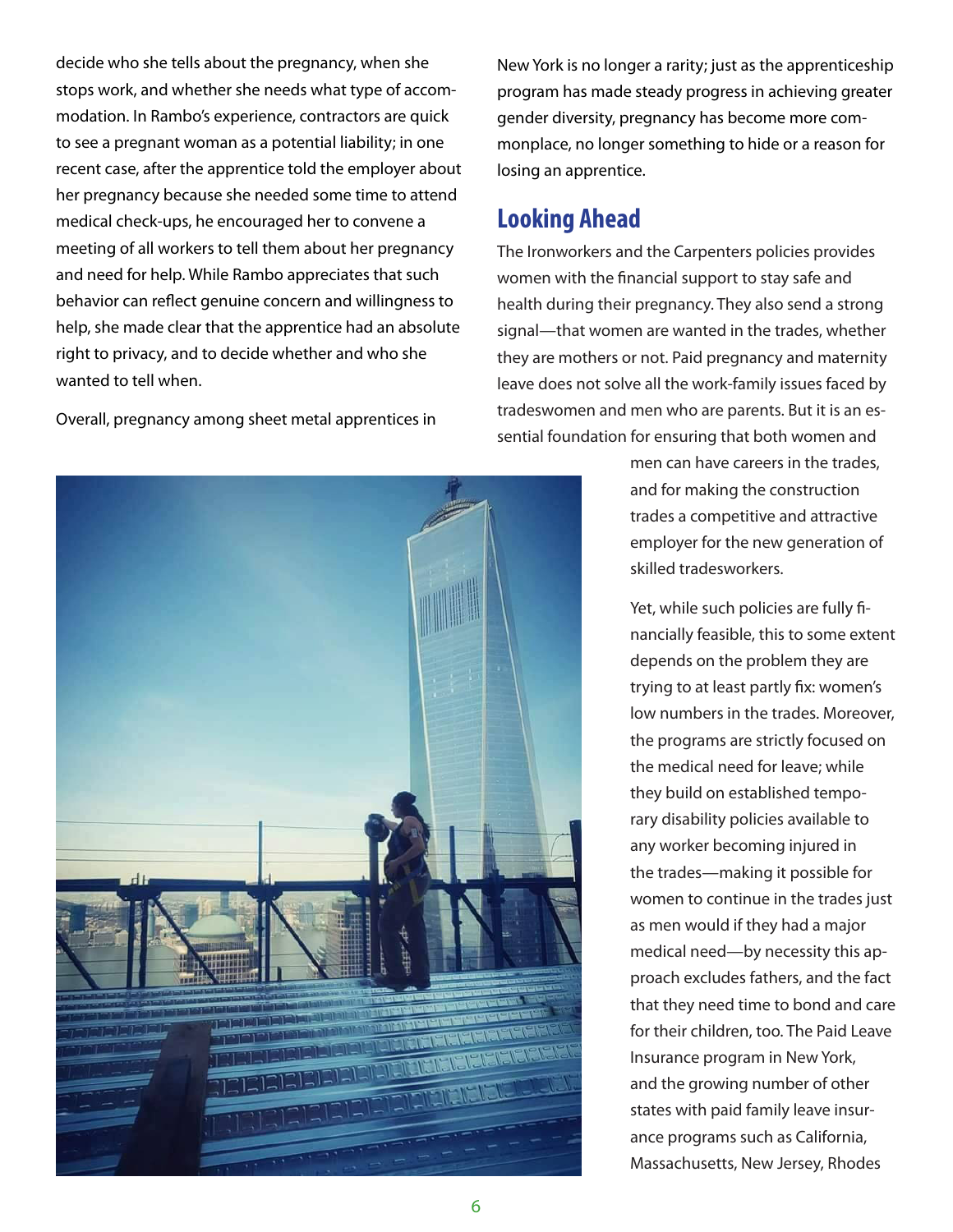decide who she tells about the pregnancy, when she stops work, and whether she needs what type of accommodation. In Rambo's experience, contractors are quick to see a pregnant woman as a potential liability; in one recent case, after the apprentice told the employer about her pregnancy because she needed some time to attend medical check-ups, he encouraged her to convene a meeting of all workers to tell them about her pregnancy and need for help. While Rambo appreciates that such behavior can reflect genuine concern and willingness to help, she made clear that the apprentice had an absolute right to privacy, and to decide whether and who she wanted to tell when.

Overall, pregnancy among sheet metal apprentices in New York is no longer a rarity; just as the apprenticeship program has made steady progress in achieving greater gender diversity, pregnancy has become more commonplace, no longer something to hide or a reason for losing an apprentice.

## Looking Ahead

The Ironworkers and the Carpenters policies provides women with the financial support to stay safe and health during their pregnancy. They also send a strong signal—that women are wanted in the trades, whether they are mothers or not. Paid pregnancy and maternity leave does not solve all the work-family issues faced by tradeswomen and men who are parents. But it is an essential foundation for ensuring that both women and men can have careers in the trades, and for making the construction trades a competitive and attractive employer for the new generation of skilled tradesworkers.

Yet, while such policies are fully financially feasible, this to some extent depends on the problem they are trying to at least partly fix: women's low numbers in the trades. Moreover, the programs are strictly focused on the medical need for leave; while they build on established temporary disability policies available to any worker becoming injured in the trades—making it possible for women to continue in the trades just as men would if they had a major medical need—by necessity this approach excludes fathers, and the fact that they need time to bond and care for their children, too. The Paid Leave Insurance program in New York, and the growing number of other states with paid family leave insurance programs such as California, Massachusetts, New Jersey, Rhodes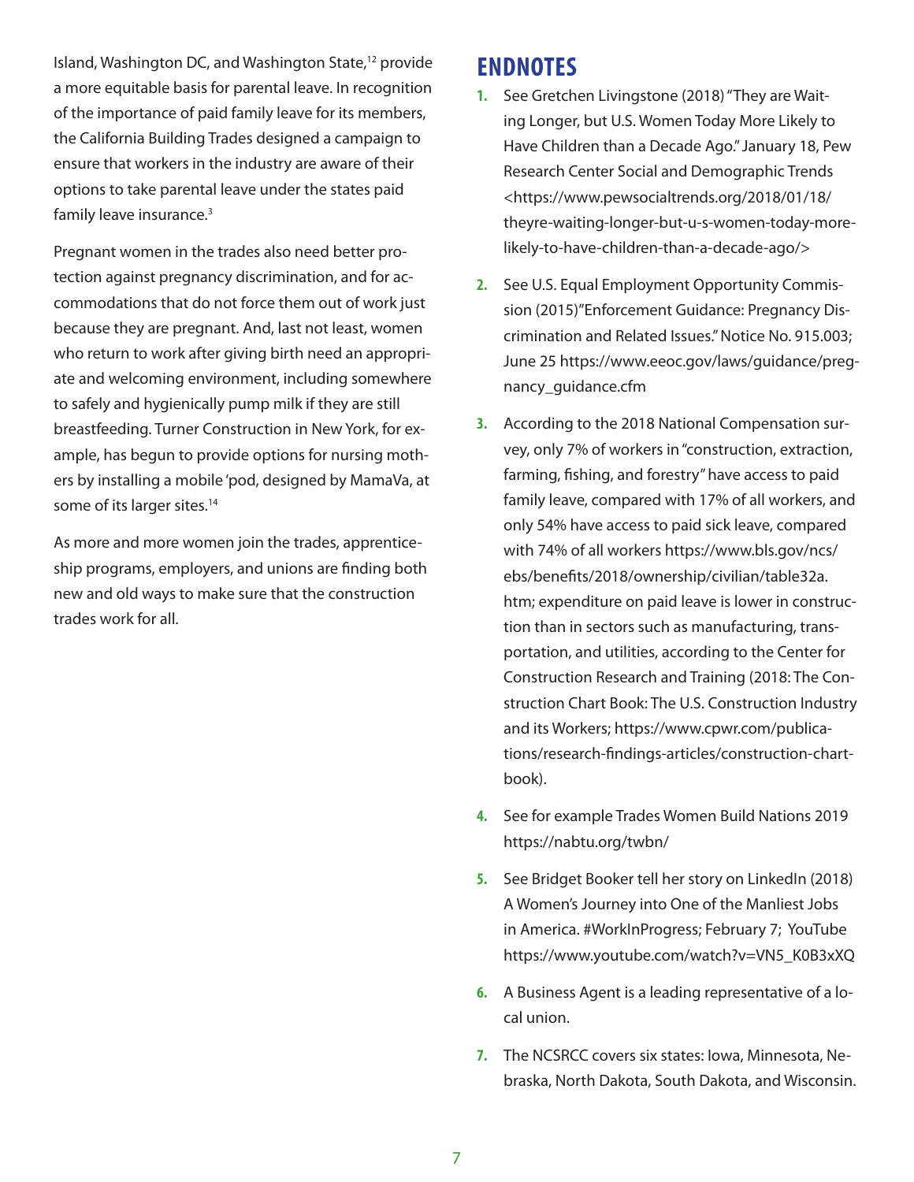Island, Washington DC, and Washington State,[12] provide a more equitable basis for parental leave. In recognition of the importance of paid family leave for its members, the California Building Trades designed a campaign to ensure that workers in the industry are aware of their options to take parental leave under the states paid family leave insurance.[3]

Pregnant women in the trades also need better protection against pregnancy discrimination, and for accommodations that do not force them out of work just because they are pregnant. And, last not least, women who return to work after giving birth need an appropriate and welcoming environment, including somewhere to safely and hygienically pump milk if they are still breastfeeding. Turner Construction in New York, for example, has begun to provide options for nursing mothers by installing a mobile 'pod, designed by MamaVa, at some of its larger sites.[14]

As more and more women join the trades, apprenticeship programs, employers, and unions are finding both new and old ways to make sure that the construction trades work for all.

## ENDNOTES

1. See Gretchen Livingstone (2018) "They are Waiting Longer, but U.S. Women Today More Likely to Have Children than a Decade Ago." January 18, Pew Research Center Social and Demographic Trends <https://www.pewsocialtrends.org/2018/01/18/theyre-waiting-longer-but-u-s-women-today-more-likely-to-have-children-than-a-decade-ago/>

2. See U.S. Equal Employment Opportunity Commission (2015)"Enforcement Guidance: Pregnancy Discrimination and Related Issues." Notice No. 915.003; June 25 https://www.eeoc.gov/laws/guidance/pregnancy_guidance.cfm

3. According to the 2018 National Compensation survey, only 7% of workers in "construction, extraction, farming, fishing, and forestry" have access to paid family leave, compared with 17% of all workers, and only 54% have access to paid sick leave, compared with 74% of all workers https://www.bls.gov/ncs/ebs/benefits/2018/ownership/civilian/table32a.htm; expenditure on paid leave is lower in construction than in sectors such as manufacturing, transportation, and utilities, according to the Center for Construction Research and Training (2018: The Construction Chart Book: The U.S. Construction Industry and its Workers; https://www.cpwr.com/publications/research-findings-articles/construction-chart-book).

4. See for example Trades Women Build Nations 2019 https://nabtu.org/twbn/

5. See Bridget Booker tell her story on LinkedIn (2018) A Women's Journey into One of the Manliest Jobs in America. #WorkInProgress; February 7; YouTube https://www.youtube.com/watch?v=VN5_K0B3xXQ

6. A Business Agent is a leading representative of a local union.

7. The NCSRCC covers six states: Iowa, Minnesota, Nebraska, North Dakota, South Dakota, and Wisconsin.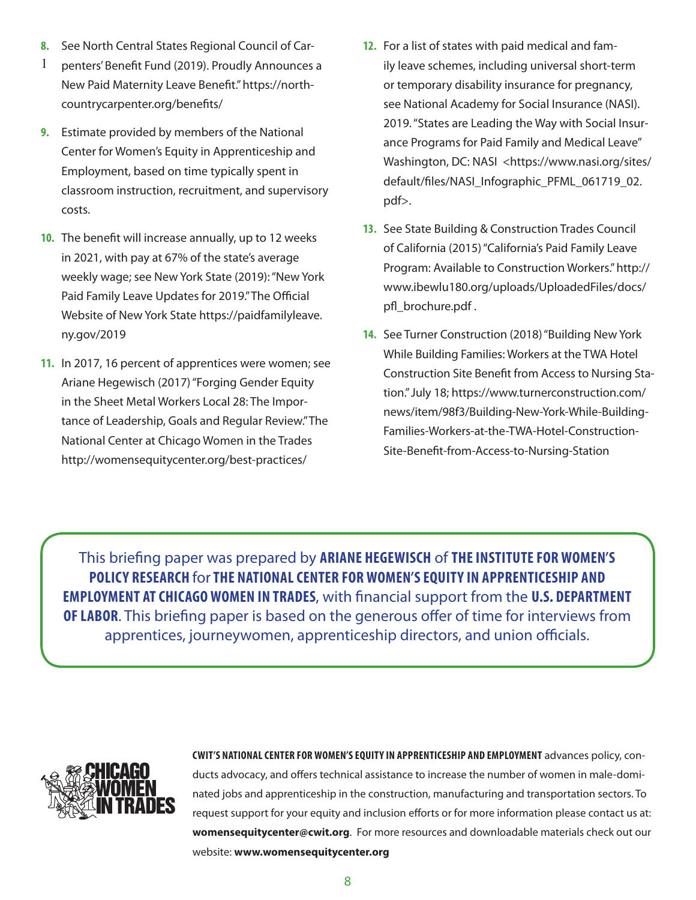8. See North Central States Regional Council of Carpenters' Benefit Fund (2019). Proudly Announces a New Paid Maternity Leave Benefit." https://northcountrycarpenter.org/benefits/

9. Estimate provided by members of the National Center for Women's Equity in Apprenticeship and Employment, based on time typically spent in classroom instruction, recruitment, and supervisory costs.

10. The benefit will increase annually, up to 12 weeks in 2021, with pay at 67% of the state's average weekly wage; see New York State (2019): "New York Paid Family Leave Updates for 2019." The Official Website of New York State https://paidfamilyleave.ny.gov/2019

11. In 2017, 16 percent of apprentices were women; see Ariane Hegewisch (2017) "Forging Gender Equity in the Sheet Metal Workers Local 28: The Importance of Leadership, Goals and Regular Review." The National Center at Chicago Women in the Trades http://womensequitycenter.org/best-practices/

12. For a list of states with paid medical and family leave schemes, including universal short-term or temporary disability insurance for pregnancy, see National Academy for Social Insurance (NASI). 2019. "States are Leading the Way with Social Insurance Programs for Paid Family and Medical Leave" Washington, DC: NASI <https://www.nasi.org/sites/default/files/NASI_Infographic_PFML_061719_02.pdf>.

13. See State Building & Construction Trades Council of California (2015) "California's Paid Family Leave Program: Available to Construction Workers." http://www.ibewlu180.org/uploads/UploadedFiles/docs/pfl_brochure.pdf .

14. See Turner Construction (2018) "Building New York While Building Families: Workers at the TWA Hotel Construction Site Benefit from Access to Nursing Station." July 18; https://www.turnerconstruction.com/news/item/98f3/Building-New-York-While-Building-Families-Workers-at-the-TWA-Hotel-Construction-Site-Benefit-from-Access-to-Nursing-Station

This briefing paper was prepared by **ARIANE HEGEWISCH** of **THE INSTITUTE FOR WOMEN'S POLICY RESEARCH** for **THE NATIONAL CENTER FOR WOMEN'S EQUITY IN APPRENTICESHIP AND EMPLOYMENT AT CHICAGO WOMEN IN TRADES**, with financial support from the **U.S. DEPARTMENT OF LABOR**. This briefing paper is based on the generous offer of time for interviews from apprentices, journeywomen, apprenticeship directors, and union officials.

CHICAGO WOMEN IN TRADES

**CWIT'S NATIONAL CENTER FOR WOMEN'S EQUITY IN APPRENTICESHIP AND EMPLOYMENT** advances policy, conducts advocacy, and offers technical assistance to increase the number of women in male-dominated jobs and apprenticeship in the construction, manufacturing and transportation sectors. To request support for your equity and inclusion efforts or for more information please contact us at: **womensequitycenter@cwit.org**. For more resources and downloadable materials check out our website: **www.womensequitycenter.org**